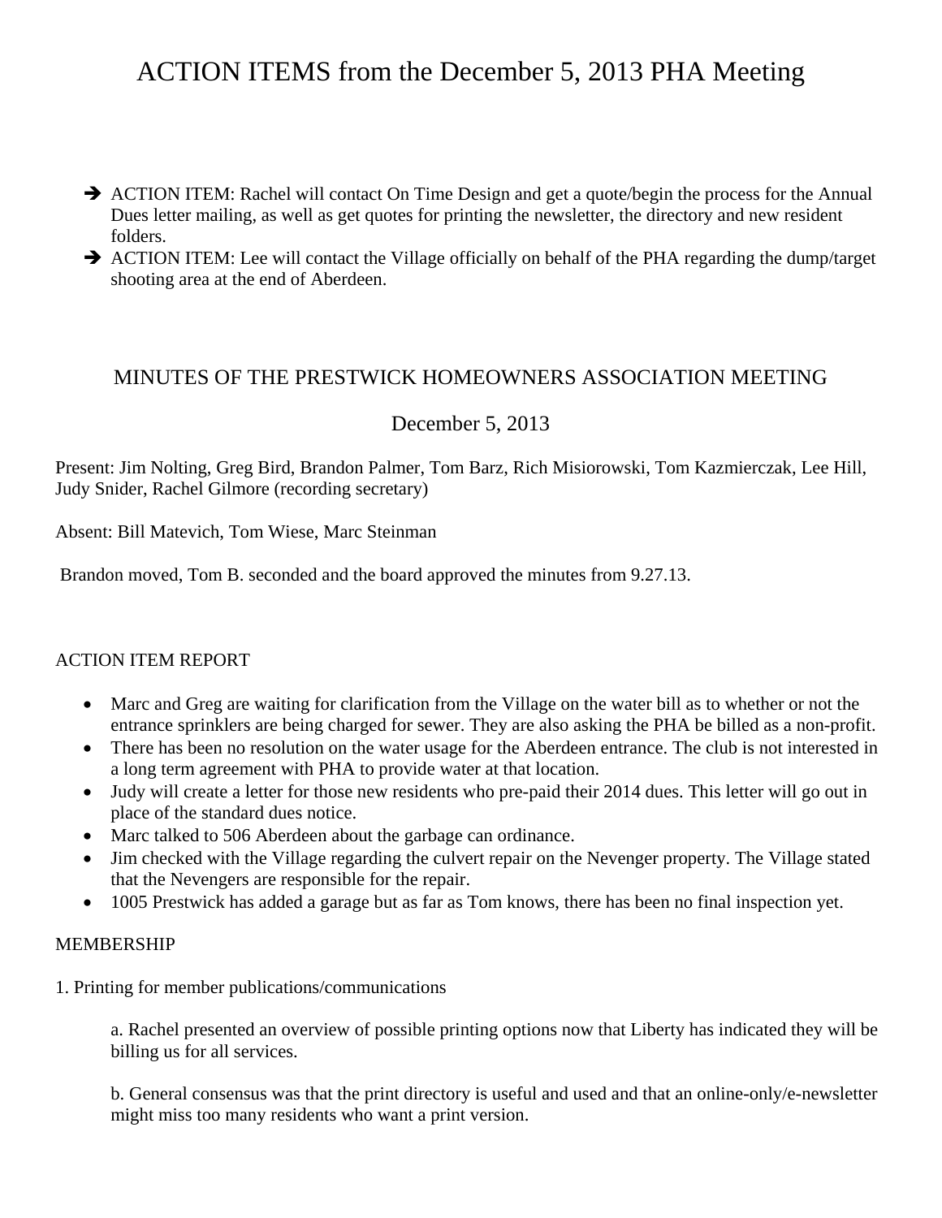# ACTION ITEMS from the December 5, 2013 PHA Meeting

- ➔ ACTION ITEM: Rachel will contact On Time Design and get a quote/begin the process for the Annual Dues letter mailing, as well as get quotes for printing the newsletter, the directory and new resident folders.
- ➔ ACTION ITEM: Lee will contact the Village officially on behalf of the PHA regarding the dump/target shooting area at the end of Aberdeen.

## MINUTES OF THE PRESTWICK HOMEOWNERS ASSOCIATION MEETING

## December 5, 2013

Present: Jim Nolting, Greg Bird, Brandon Palmer, Tom Barz, Rich Misiorowski, Tom Kazmierczak, Lee Hill, Judy Snider, Rachel Gilmore (recording secretary)

Absent: Bill Matevich, Tom Wiese, Marc Steinman

Brandon moved, Tom B. seconded and the board approved the minutes from 9.27.13.

ACTION ITEM REPORT

- Marc and Greg are waiting for clarification from the Village on the water bill as to whether or not the entrance sprinklers are being charged for sewer. They are also asking the PHA be billed as a non-profit.
- There has been no resolution on the water usage for the Aberdeen entrance. The club is not interested in a long term agreement with PHA to provide water at that location.
- Judy will create a letter for those new residents who pre-paid their 2014 dues. This letter will go out in place of the standard dues notice.
- Marc talked to 506 Aberdeen about the garbage can ordinance.
- Jim checked with the Village regarding the culvert repair on the Nevenger property. The Village stated that the Nevengers are responsible for the repair.
- 1005 Prestwick has added a garage but as far as Tom knows, there has been no final inspection yet.

MEMBERSHIP

1. Printing for member publications/communications

   a. Rachel presented an overview of possible printing options now that Liberty has indicated they will be billing us for all services.

   b. General consensus was that the print directory is useful and used and that an online-only/e-newsletter might miss too many residents who want a print version.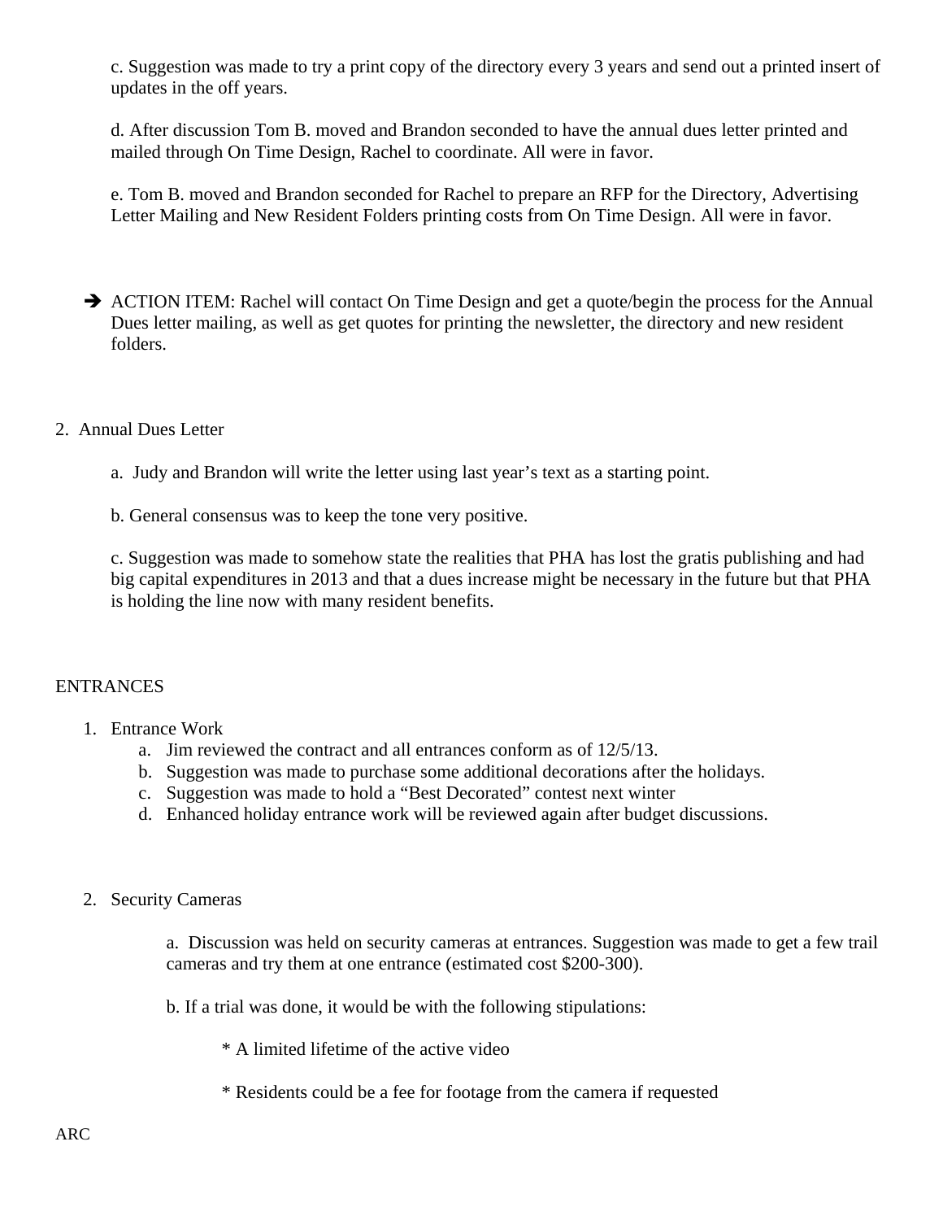c. Suggestion was made to try a print copy of the directory every 3 years and send out a printed insert of updates in the off years.

d. After discussion Tom B. moved and Brandon seconded to have the annual dues letter printed and mailed through On Time Design, Rachel to coordinate. All were in favor.

e. Tom B. moved and Brandon seconded for Rachel to prepare an RFP for the Directory, Advertising Letter Mailing and New Resident Folders printing costs from On Time Design. All were in favor.

➔ ACTION ITEM: Rachel will contact On Time Design and get a quote/begin the process for the Annual Dues letter mailing, as well as get quotes for printing the newsletter, the directory and new resident folders.

2. Annual Dues Letter

a. Judy and Brandon will write the letter using last year's text as a starting point.

b. General consensus was to keep the tone very positive.

c. Suggestion was made to somehow state the realities that PHA has lost the gratis publishing and had big capital expenditures in 2013 and that a dues increase might be necessary in the future but that PHA is holding the line now with many resident benefits.

ENTRANCES

1. Entrance Work
   a. Jim reviewed the contract and all entrances conform as of 12/5/13.
   b. Suggestion was made to purchase some additional decorations after the holidays.
   c. Suggestion was made to hold a "Best Decorated" contest next winter
   d. Enhanced holiday entrance work will be reviewed again after budget discussions.

2. Security Cameras

   a. Discussion was held on security cameras at entrances. Suggestion was made to get a few trail cameras and try them at one entrance (estimated cost $200-300).

   b. If a trial was done, it would be with the following stipulations:

   * A limited lifetime of the active video

   * Residents could be a fee for footage from the camera if requested

ARC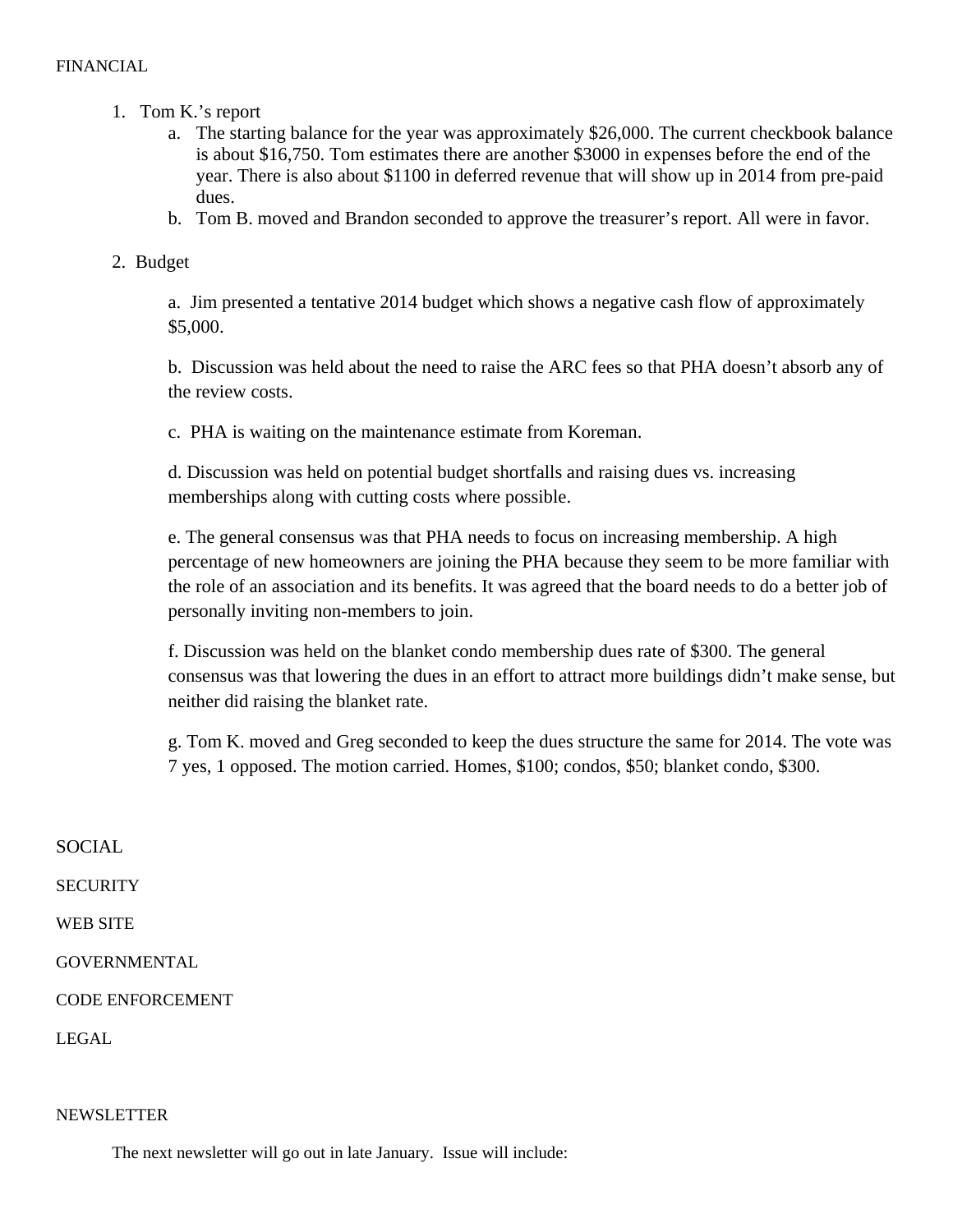## FINANCIAL

1. Tom K.'s report
   a. The starting balance for the year was approximately $26,000. The current checkbook balance is about $16,750. Tom estimates there are another $3000 in expenses before the end of the year. There is also about $1100 in deferred revenue that will show up in 2014 from pre-paid dues.
   b. Tom B. moved and Brandon seconded to approve the treasurer's report. All were in favor.

2. Budget

   a. Jim presented a tentative 2014 budget which shows a negative cash flow of approximately $5,000.

   b. Discussion was held about the need to raise the ARC fees so that PHA doesn't absorb any of the review costs.

   c. PHA is waiting on the maintenance estimate from Koreman.

   d. Discussion was held on potential budget shortfalls and raising dues vs. increasing memberships along with cutting costs where possible.

   e. The general consensus was that PHA needs to focus on increasing membership. A high percentage of new homeowners are joining the PHA because they seem to be more familiar with the role of an association and its benefits. It was agreed that the board needs to do a better job of personally inviting non-members to join.

   f. Discussion was held on the blanket condo membership dues rate of $300. The general consensus was that lowering the dues in an effort to attract more buildings didn't make sense, but neither did raising the blanket rate.

   g. Tom K. moved and Greg seconded to keep the dues structure the same for 2014. The vote was 7 yes, 1 opposed. The motion carried. Homes, $100; condos, $50; blanket condo, $300.

## SOCIAL

## SECURITY

## WEB SITE

## GOVERNMENTAL

## CODE ENFORCEMENT

## LEGAL

## NEWSLETTER

The next newsletter will go out in late January. Issue will include: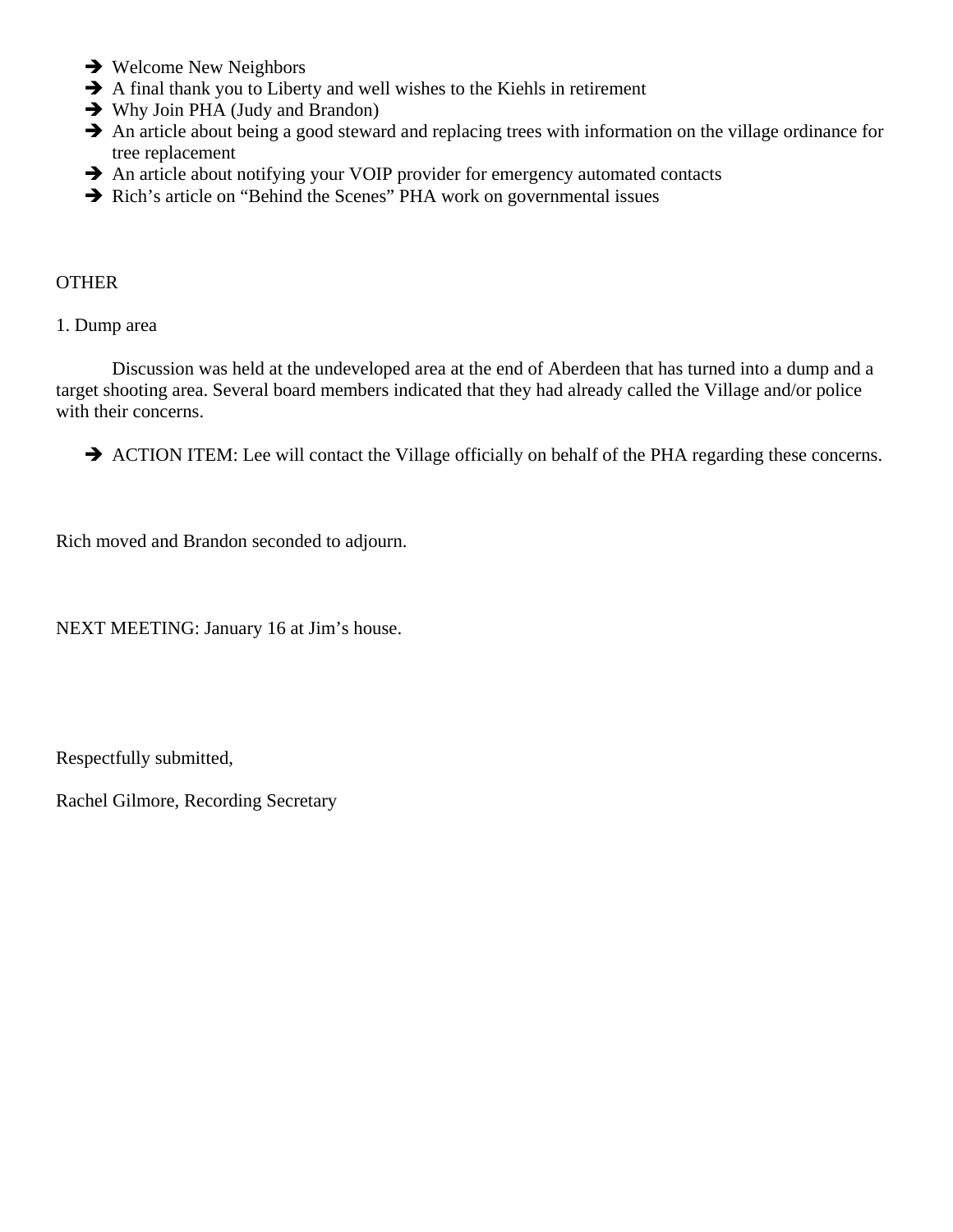- ➔ Welcome New Neighbors
- ➔ A final thank you to Liberty and well wishes to the Kiehls in retirement
- ➔ Why Join PHA (Judy and Brandon)
- ➔ An article about being a good steward and replacing trees with information on the village ordinance for tree replacement
- ➔ An article about notifying your VOIP provider for emergency automated contacts
- ➔ Rich's article on "Behind the Scenes" PHA work on governmental issues

OTHER

1. Dump area

Discussion was held at the undeveloped area at the end of Aberdeen that has turned into a dump and a target shooting area. Several board members indicated that they had already called the Village and/or police with their concerns.

- ➔ ACTION ITEM: Lee will contact the Village officially on behalf of the PHA regarding these concerns.

Rich moved and Brandon seconded to adjourn.

NEXT MEETING: January 16 at Jim's house.

Respectfully submitted,

Rachel Gilmore, Recording Secretary